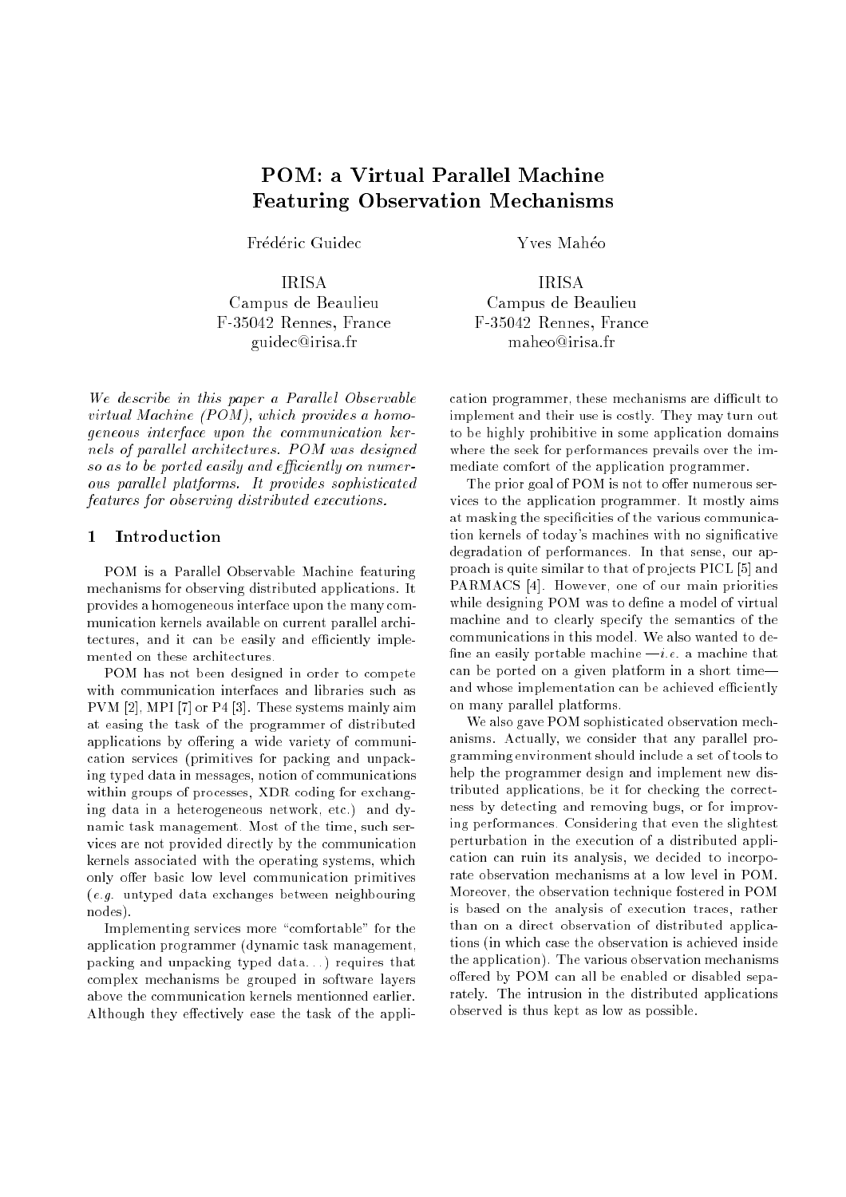# POM: a Virtual Parallel Machine Featuring Observation Mechanisms

Frédéric Guidec
IRISA
Campus de Beaulieu
F-35042 Rennes, France
guidec@irisa.fr

Yves Mahéo
IRISA
Campus de Beaulieu
F-35042 Rennes, France
maheo@irisa.fr

*We describe in this paper a Parallel Observable virtual Machine (POM), which provides a homogeneous interface upon the communication kernels of parallel architectures. POM was designed so as to be ported easily and efficiently on numerous parallel platforms. It provides sophisticated features for observing distributed executions.*

## 1 Introduction

POM is a Parallel Observable Machine featuring mechanisms for observing distributed applications. It provides a homogeneous interface upon the many communication kernels available on current parallel architectures, and it can be easily and efficiently implemented on these architectures.

POM has not been designed in order to compete with communication interfaces and libraries such as PVM [2], MPI [7] or P4 [3]. These systems mainly aim at easing the task of the programmer of distributed applications by offering a wide variety of communication services (primitives for packing and unpacking typed data in messages, notion of communications within groups of processes, XDR coding for exchanging data in a heterogeneous network, etc.) and dynamic task management. Most of the time, such services are not provided directly by the communication kernels associated with the operating systems, which only offer basic low level communication primitives (*e.g.* untyped data exchanges between neighbouring nodes).

Implementing services more "comfortable" for the application programmer (dynamic task management, packing and unpacking typed data...) requires that complex mechanisms be grouped in software layers above the communication kernels mentionned earlier. Although they effectively ease the task of the application programmer, these mechanisms are difficult to implement and their use is costly. They may turn out to be highly prohibitive in some application domains where the seek for performances prevails over the immediate comfort of the application programmer.

The prior goal of POM is not to offer numerous services to the application programmer. It mostly aims at masking the specificities of the various communication kernels of today's machines with no significative degradation of performances. In that sense, our approach is quite similar to that of projects PICL [5] and PARMACS [4]. However, one of our main priorities while designing POM was to define a model of virtual machine and to clearly specify the semantics of the communications in this model. We also wanted to define an easily portable machine —*i.e.* a machine that can be ported on a given platform in a short time— and whose implementation can be achieved efficiently on many parallel platforms.

We also gave POM sophisticated observation mechanisms. Actually, we consider that any parallel programming environment should include a set of tools to help the programmer design and implement new distributed applications, be it for checking the correctness by detecting and removing bugs, or for improving performances. Considering that even the slightest perturbation in the execution of a distributed application can ruin its analysis, we decided to incorporate observation mechanisms at a low level in POM. Moreover, the observation technique fostered in POM is based on the analysis of execution traces, rather than on a direct observation of distributed applications (in which case the observation is achieved inside the application). The various observation mechanisms offered by POM can all be enabled or disabled separately. The intrusion in the distributed applications observed is thus kept as low as possible.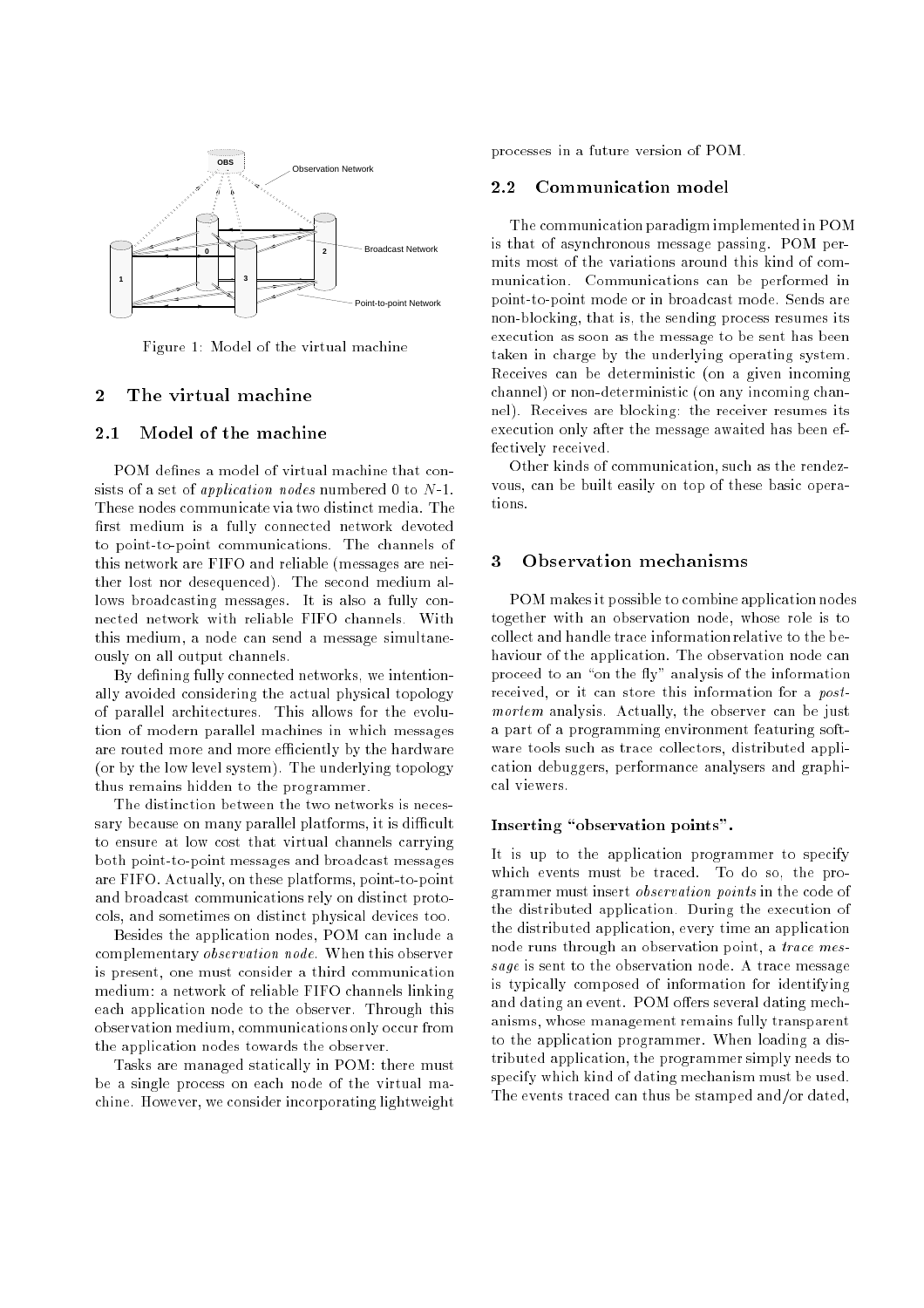Figure 1: Model of the virtual machine

## 2 The virtual machine

### 2.1 Model of the machine

POM defines a model of virtual machine that consists of a set of *application nodes* numbered 0 to $N$-1. These nodes communicate via two distinct media. The first medium is a fully connected network devoted to point-to-point communications. The channels of this network are FIFO and reliable (messages are neither lost nor desequenced). The second medium allows broadcasting messages. It is also a fully connected network with reliable FIFO channels. With this medium, a node can send a message simultaneously on all output channels.

By defining fully connected networks, we intentionally avoided considering the actual physical topology of parallel architectures. This allows for the evolution of modern parallel machines in which messages are routed more and more efficiently by the hardware (or by the low level system). The underlying topology thus remains hidden to the programmer.

The distinction between the two networks is necessary because on many parallel platforms, it is difficult to ensure at low cost that virtual channels carrying both point-to-point messages and broadcast messages are FIFO. Actually, on these platforms, point-to-point and broadcast communications rely on distinct protocols, and sometimes on distinct physical devices too.

Besides the application nodes, POM can include a complementary *observation node*. When this observer is present, one must consider a third communication medium: a network of reliable FIFO channels linking each application node to the observer. Through this observation medium, communications only occur from the application nodes towards the observer.

Tasks are managed statically in POM: there must be a single process on each node of the virtual machine. However, we consider incorporating lightweight processes in a future version of POM.

### 2.2 Communication model

The communication paradigm implemented in POM is that of asynchronous message passing. POM permits most of the variations around this kind of communication. Communications can be performed in point-to-point mode or in broadcast mode. Sends are non-blocking, that is, the sending process resumes its execution as soon as the message to be sent has been taken in charge by the underlying operating system. Receives can be deterministic (on a given incoming channel) or non-deterministic (on any incoming channel). Receives are blocking: the receiver resumes its execution only after the message awaited has been effectively received.

Other kinds of communication, such as the rendezvous, can be built easily on top of these basic operations.

## 3 Observation mechanisms

POM makes it possible to combine application nodes together with an observation node, whose role is to collect and handle trace information relative to the behaviour of the application. The observation node can proceed to an "on the fly" analysis of the information received, or it can store this information for a *post-mortem* analysis. Actually, the observer can be just a part of a programming environment featuring software tools such as trace collectors, distributed application debuggers, performance analysers and graphical viewers.

#### Inserting "observation points".

It is up to the application programmer to specify which events must be traced. To do so, the programmer must insert *observation points* in the code of the distributed application. During the execution of the distributed application, every time an application node runs through an observation point, a *trace message* is sent to the observation node. A trace message is typically composed of information for identifying and dating an event. POM offers several dating mechanisms, whose management remains fully transparent to the application programmer. When loading a distributed application, the programmer simply needs to specify which kind of dating mechanism must be used. The events traced can thus be stamped and/or dated,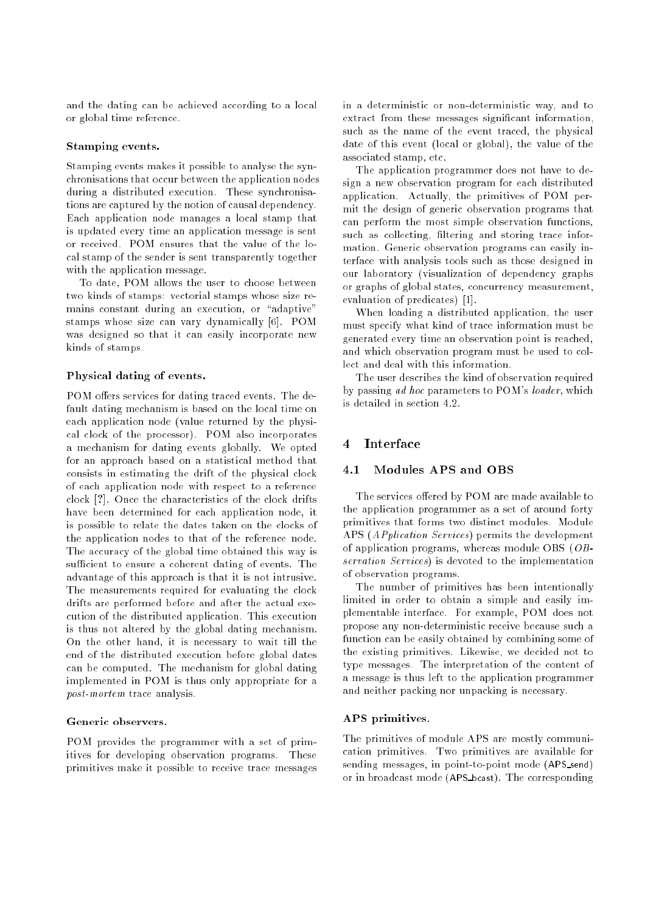and the dating can be achieved according to a local or global time reference.

#### Stamping events.

Stamping events makes it possible to analyse the synchronisations that occur between the application nodes during a distributed execution. These synchronisations are captured by the notion of causal dependency. Each application node manages a local stamp that is updated every time an application message is sent or received. POM ensures that the value of the local stamp of the sender is sent transparently together with the application message.

To date, POM allows the user to choose between two kinds of stamps: vectorial stamps whose size remains constant during an execution, or "adaptive" stamps whose size can vary dynamically [6]. POM was designed so that it can easily incorporate new kinds of stamps.

#### Physical dating of events.

POM offers services for dating traced events. The default dating mechanism is based on the local time on each application node (value returned by the physical clock of the processor). POM also incorporates a mechanism for dating events globally. We opted for an approach based on a statistical method that consists in estimating the drift of the physical clock of each application node with respect to a reference clock [?]. Once the characteristics of the clock drifts have been determined for each application node, it is possible to relate the dates taken on the clocks of the application nodes to that of the reference node. The accuracy of the global time obtained this way is sufficient to ensure a coherent dating of events. The advantage of this approach is that it is not intrusive. The measurements required for evaluating the clock drifts are performed before and after the actual execution of the distributed application. This execution is thus not altered by the global dating mechanism. On the other hand, it is necessary to wait till the end of the distributed execution before global dates can be computed. The mechanism for global dating implemented in POM is thus only appropriate for a *post-mortem* trace analysis.

#### Generic observers.

POM provides the programmer with a set of primitives for developing observation programs. These primitives make it possible to receive trace messages in a deterministic or non-deterministic way, and to extract from these messages significant information, such as the name of the event traced, the physical date of this event (local or global), the value of the associated stamp, etc.

The application programmer does not have to design a new observation program for each distributed application. Actually, the primitives of POM permit the design of generic observation programs that can perform the most simple observation functions, such as collecting, filtering and storing trace information. Generic observation programs can easily interface with analysis tools such as those designed in our laboratory (visualization of dependency graphs or graphs of global states, concurrency measurement, evaluation of predicates) [1].

When loading a distributed application, the user must specify what kind of trace information must be generated every time an observation point is reached, and which observation program must be used to collect and deal with this information.

The user describes the kind of observation required by passing *ad hoc* parameters to POM's *loader*, which is detailed in section 4.2.

## 4 Interface

### 4.1 Modules APS and OBS

The services offered by POM are made available to the application programmer as a set of around forty primitives that forms two distinct modules. Module APS (*APplication Services*) permits the development of application programs, whereas module OBS (*OBservation Services*) is devoted to the implementation of observation programs.

The number of primitives has been intentionally limited in order to obtain a simple and easily implementable interface. For example, POM does not propose any non-deterministic receive because such a function can be easily obtained by combining some of the existing primitives. Likewise, we decided not to type messages. The interpretation of the content of a message is thus left to the application programmer and neither packing nor unpacking is necessary.

#### APS primitives.

The primitives of module APS are mostly communication primitives. Two primitives are available for sending messages, in point-to-point mode (APS_send) or in broadcast mode (APS_bcast). The corresponding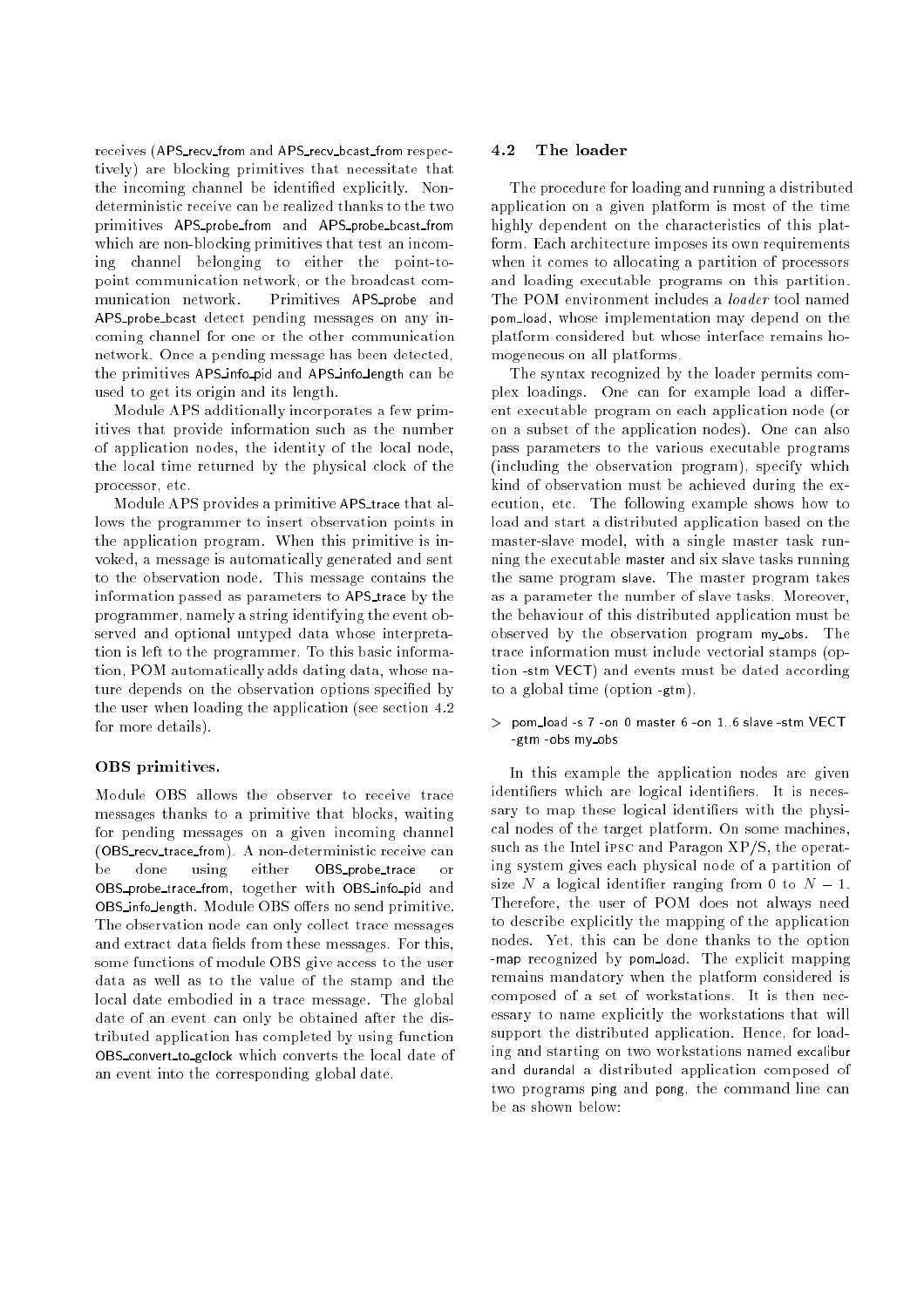receives (APS_recv_from and APS_recv_bcast_from respectively) are blocking primitives that necessitate that the incoming channel be identified explicitly. Non-deterministic receive can be realized thanks to the two primitives APS_probe_from and APS_probe_bcast_from which are non-blocking primitives that test an incoming channel belonging to either the point-to-point communication network, or the broadcast communication network. Primitives APS_probe and APS_probe_bcast detect pending messages on any incoming channel for one or the other communication network. Once a pending message has been detected, the primitives APS_info_pid and APS_info_length can be used to get its origin and its length.

Module APS additionally incorporates a few primitives that provide information such as the number of application nodes, the identity of the local node, the local time returned by the physical clock of the processor, etc.

Module APS provides a primitive APS_trace that allows the programmer to insert observation points in the application program. When this primitive is invoked, a message is automatically generated and sent to the observation node. This message contains the information passed as parameters to APS_trace by the programmer, namely a string identifying the event observed and optional untyped data whose interpretation is left to the programmer. To this basic information, POM automatically adds dating data, whose nature depends on the observation options specified by the user when loading the application (see section 4.2 for more details).

#### OBS primitives.

Module OBS allows the observer to receive trace messages thanks to a primitive that blocks, waiting for pending messages on a given incoming channel (OBS_recv_trace_from). A non-deterministic receive can be done using either OBS_probe_trace or OBS_probe_trace_from, together with OBS_info_pid and OBS_info_length. Module OBS offers no send primitive. The observation node can only collect trace messages and extract data fields from these messages. For this, some functions of module OBS give access to the user data as well as to the value of the stamp and the local date embodied in a trace message. The global date of an event can only be obtained after the distributed application has completed by using function OBS_convert_to_gclock which converts the local date of an event into the corresponding global date.

### 4.2 The loader

The procedure for loading and running a distributed application on a given platform is most of the time highly dependent on the characteristics of this platform. Each architecture imposes its own requirements when it comes to allocating a partition of processors and loading executable programs on this partition. The POM environment includes a *loader* tool named pom_load, whose implementation may depend on the platform considered but whose interface remains homogeneous on all platforms.

The syntax recognized by the loader permits complex loadings. One can for example load a different executable program on each application node (or on a subset of the application nodes). One can also pass parameters to the various executable programs (including the observation program), specify which kind of observation must be achieved during the execution, etc. The following example shows how to load and start a distributed application based on the master-slave model, with a single master task running the executable master and six slave tasks running the same program slave. The master program takes as a parameter the number of slave tasks. Moreover, the behaviour of this distributed application must be observed by the observation program my_obs. The trace information must include vectorial stamps (option -stm VECT) and events must be dated according to a global time (option -gtm).

```
> pom_load -s 7 -on 0 master 6 -on 1..6 slave -stm VECT
  -gtm -obs my_obs
```

In this example the application nodes are given identifiers which are logical identifiers. It is necessary to map these logical identifiers with the physical nodes of the target platform. On some machines, such as the Intel iPSC and Paragon XP/S, the operating system gives each physical node of a partition of size $N$ a logical identifier ranging from 0 to $N-1$. Therefore, the user of POM does not always need to describe explicitly the mapping of the application nodes. Yet, this can be done thanks to the option -map recognized by pom_load. The explicit mapping remains mandatory when the platform considered is composed of a set of workstations. It is then necessary to name explicitly the workstations that will support the distributed application. Hence, for loading and starting on two workstations named excalibur and durandal a distributed application composed of two programs ping and pong, the command line can be as shown below: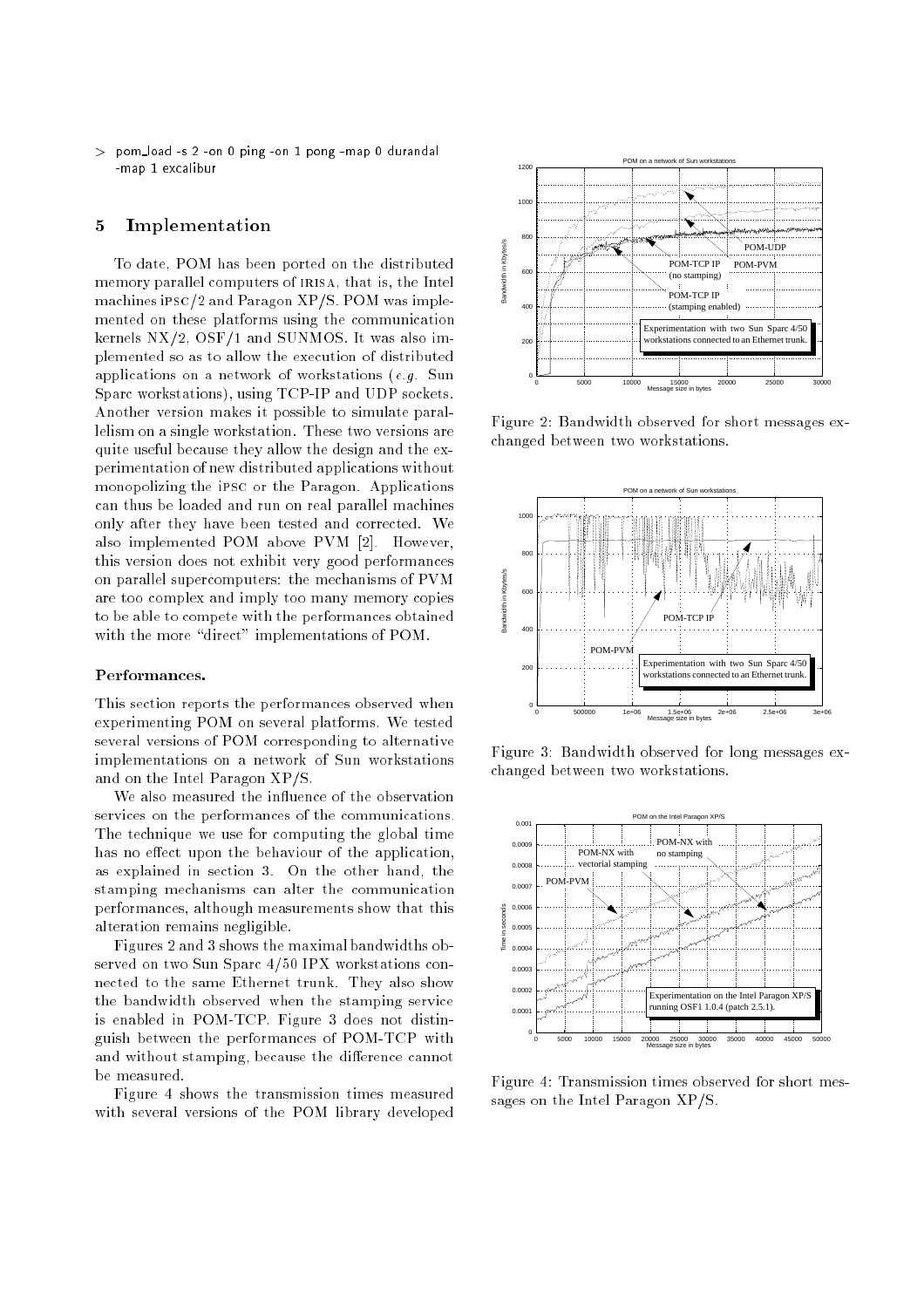```
> pom_load -s 2 -on 0 ping -on 1 pong -map 0 durandal
  -map 1 excalibur
```

## 5 Implementation

To date, POM has been ported on the distributed memory parallel computers of IRISA, that is, the Intel machines iPSC/2 and Paragon XP/S. POM was implemented on these platforms using the communication kernels NX/2, OSF/1 and SUNMOS. It was also implemented so as to allow the execution of distributed applications on a network of workstations (*e.g.* Sun Sparc workstations), using TCP-IP and UDP sockets. Another version makes it possible to simulate parallelism on a single workstation. These two versions are quite useful because they allow the design and the experimentation of new distributed applications without monopolizing the iPSC or the Paragon. Applications can thus be loaded and run on real parallel machines only after they have been tested and corrected. We also implemented POM above PVM [2]. However, this version does not exhibit very good performances on parallel supercomputers: the mechanisms of PVM are too complex and imply too many memory copies to be able to compete with the performances obtained with the more "direct" implementations of POM.

### Performances.

This section reports the performances observed when experimenting POM on several platforms. We tested several versions of POM corresponding to alternative implementations on a network of Sun workstations and on the Intel Paragon XP/S.

We also measured the influence of the observation services on the performances of the communications. The technique we use for computing the global time has no effect upon the behaviour of the application, as explained in section 3. On the other hand, the stamping mechanisms can alter the communication performances, although measurements show that this alteration remains negligible.

Figures 2 and 3 shows the maximal bandwidths observed on two Sun Sparc 4/50 IPX workstations connected to the same Ethernet trunk. They also show the bandwidth observed when the stamping service is enabled in POM-TCP. Figure 3 does not distinguish between the performances of POM-TCP with and without stamping, because the difference cannot be measured.

Figure 4 shows the transmission times measured with several versions of the POM library developed

Figure 2: Bandwidth observed for short messages exchanged between two workstations.

Figure 3: Bandwidth observed for long messages exchanged between two workstations.

Figure 4: Transmission times observed for short messages on the Intel Paragon XP/S.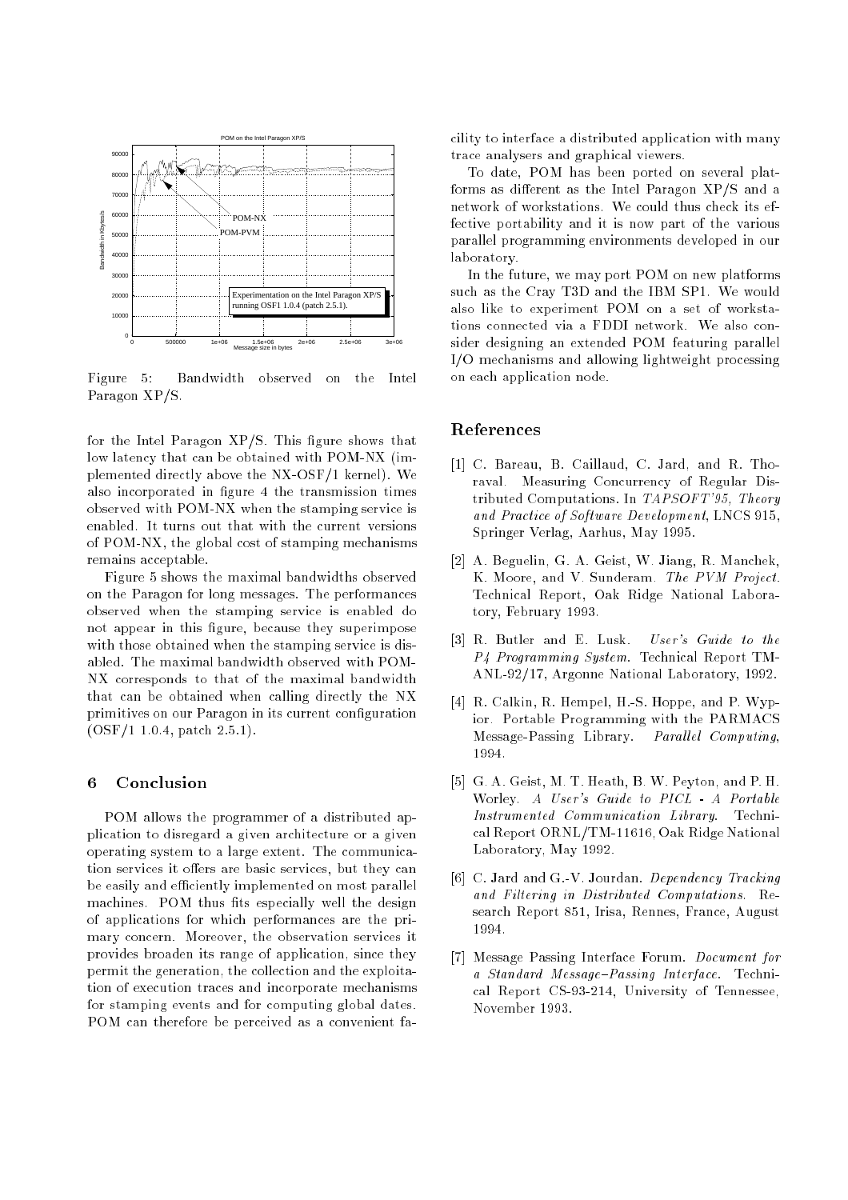POM on the Intel Paragon XP/S

Bandwidth in Kbytes/s

90000
80000
70000
60000
50000
40000
30000
20000
10000
0

0
500000
1e+06
1.5e+06
2e+06
2.5e+06
3e+06

Message size in bytes

POM-NX
POM-PVM

Experimentation on the Intel Paragon XP/S running OSF1 1.0.4 (patch 2.5.1).

Figure 5: Bandwidth observed on the Intel Paragon XP/S.

for the Intel Paragon XP/S. This figure shows that low latency that can be obtained with POM-NX (implemented directly above the NX-OSF/1 kernel). We also incorporated in figure 4 the transmission times observed with POM-NX when the stamping service is enabled. It turns out that with the current versions of POM-NX, the global cost of stamping mechanisms remains acceptable.

Figure 5 shows the maximal bandwidths observed on the Paragon for long messages. The performances observed when the stamping service is enabled do not appear in this figure, because they superimpose with those obtained when the stamping service is disabled. The maximal bandwidth observed with POM-NX corresponds to that of the maximal bandwidth that can be obtained when calling directly the NX primitives on our Paragon in its current configuration (OSF/1 1.0.4, patch 2.5.1).

## 6 Conclusion

POM allows the programmer of a distributed application to disregard a given architecture or a given operating system to a large extent. The communication services it offers are basic services, but they can be easily and efficiently implemented on most parallel machines. POM thus fits especially well the design of applications for which performances are the primary concern. Moreover, the observation services it provides broaden its range of application, since they permit the generation, the collection and the exploitation of execution traces and incorporate mechanisms for stamping events and for computing global dates. POM can therefore be perceived as a convenient facility to interface a distributed application with many trace analysers and graphical viewers.

To date, POM has been ported on several platforms as different as the Intel Paragon XP/S and a network of workstations. We could thus check its effective portability and it is now part of the various parallel programming environments developed in our laboratory.

In the future, we may port POM on new platforms such as the Cray T3D and the IBM SP1. We would also like to experiment POM on a set of workstations connected via a FDDI network. We also consider designing an extended POM featuring parallel I/O mechanisms and allowing lightweight processing on each application node.

## References

[1] C. Bareau, B. Caillaud, C. Jard, and R. Thoraval. Measuring Concurrency of Regular Distributed Computations. In *TAPSOFT'95, Theory and Practice of Software Development*, LNCS 915, Springer Verlag, Aarhus, May 1995.

[2] A. Beguelin, G. A. Geist, W. Jiang, R. Manchek, K. Moore, and V. Sunderam. *The PVM Project.* Technical Report, Oak Ridge National Laboratory, February 1993.

[3] R. Butler and E. Lusk. *User's Guide to the P4 Programming System.* Technical Report TM-ANL-92/17, Argonne National Laboratory, 1992.

[4] R. Calkin, R. Hempel, H.-S. Hoppe, and P. Wypior. Portable Programming with the PARMACS Message-Passing Library. *Parallel Computing*, 1994.

[5] G. A. Geist, M. T. Heath, B. W. Peyton, and P. H. Worley. *A User's Guide to PICL - A Portable Instrumented Communication Library.* Technical Report ORNL/TM-11616, Oak Ridge National Laboratory, May 1992.

[6] C. Jard and G.-V. Jourdan. *Dependency Tracking and Filtering in Distributed Computations.* Research Report 851, Irisa, Rennes, France, August 1994.

[7] Message Passing Interface Forum. *Document for a Standard Message–Passing Interface.* Technical Report CS-93-214, University of Tennessee, November 1993.